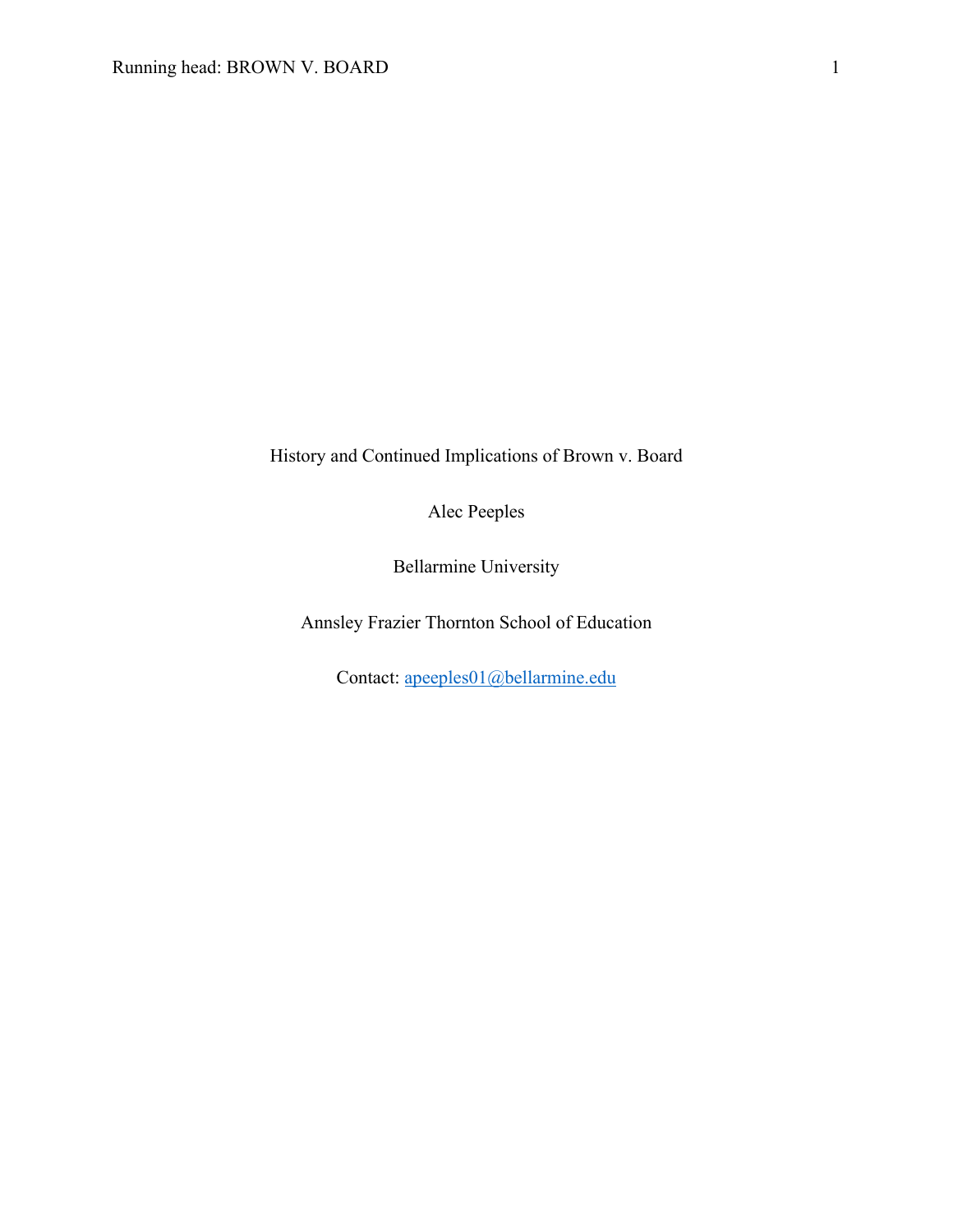History and Continued Implications of Brown v. Board

Alec Peeples

Bellarmine University

Annsley Frazier Thornton School of Education

Contact: apeeples01@bellarmine.edu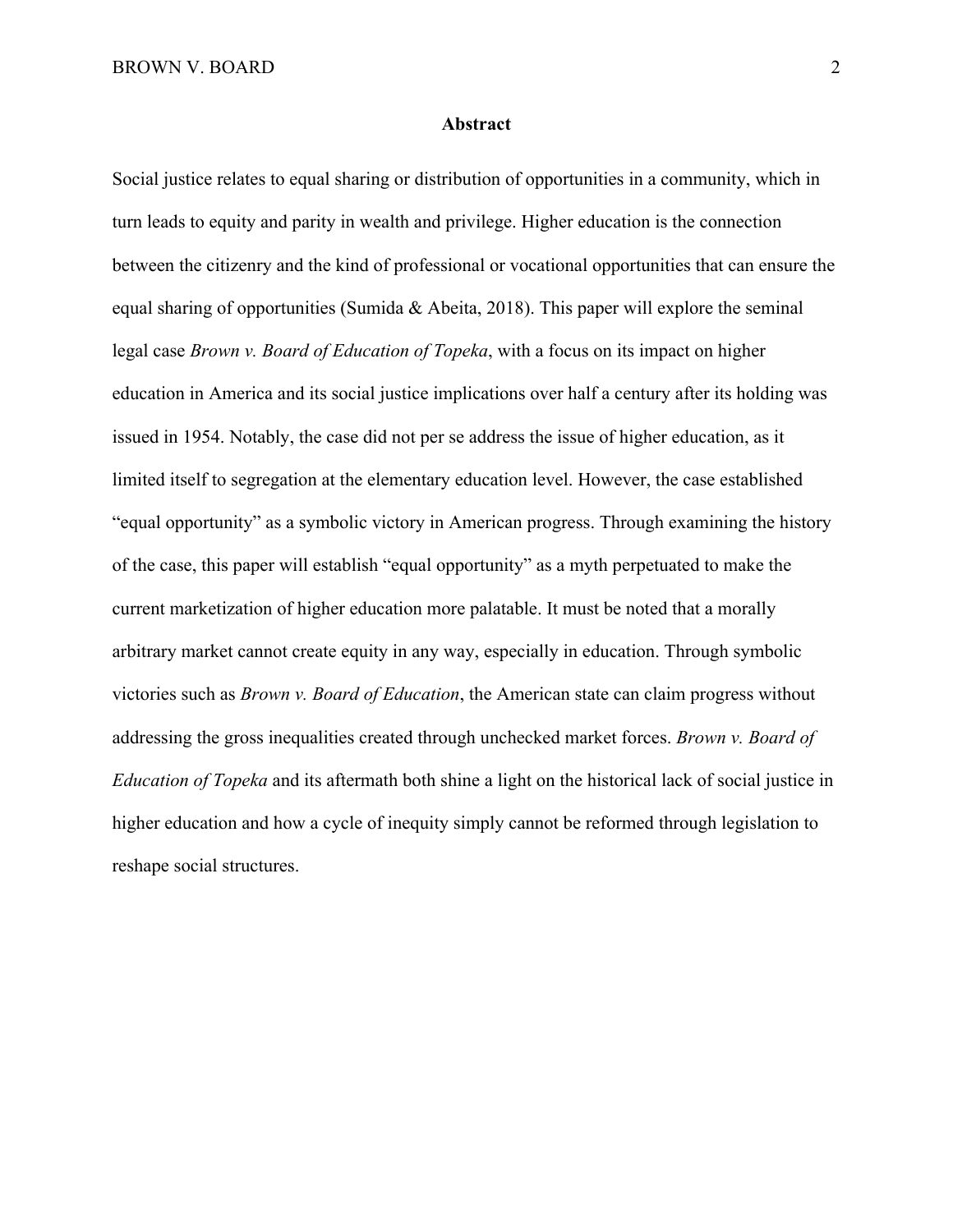## Abstract

Social justice relates to equal sharing or distribution of opportunities in a community, which in turn leads to equity and parity in wealth and privilege. Higher education is the connection between the citizenry and the kind of professional or vocational opportunities that can ensure the equal sharing of opportunities (Sumida & Abeita, 2018). This paper will explore the seminal legal case *Brown v. Board of Education of Topeka*, with a focus on its impact on higher education in America and its social justice implications over half a century after its holding was issued in 1954. Notably, the case did not per se address the issue of higher education, as it limited itself to segregation at the elementary education level. However, the case established "equal opportunity" as a symbolic victory in American progress. Through examining the history of the case, this paper will establish "equal opportunity" as a myth perpetuated to make the current marketization of higher education more palatable. It must be noted that a morally arbitrary market cannot create equity in any way, especially in education. Through symbolic victories such as *Brown v. Board of Education*, the American state can claim progress without addressing the gross inequalities created through unchecked market forces. *Brown v. Board of Education of Topeka* and its aftermath both shine a light on the historical lack of social justice in higher education and how a cycle of inequity simply cannot be reformed through legislation to reshape social structures.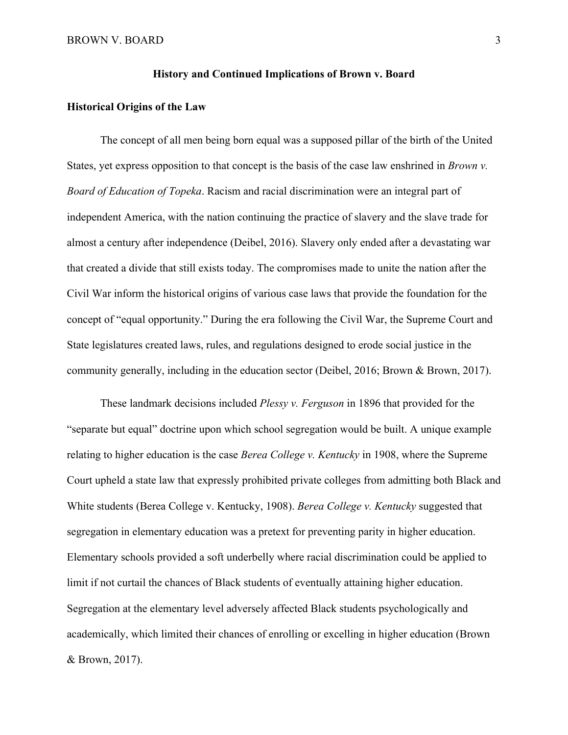# History and Continued Implications of Brown v. Board

## Historical Origins of the Law

The concept of all men being born equal was a supposed pillar of the birth of the United States, yet express opposition to that concept is the basis of the case law enshrined in *Brown v. Board of Education of Topeka*. Racism and racial discrimination were an integral part of independent America, with the nation continuing the practice of slavery and the slave trade for almost a century after independence (Deibel, 2016). Slavery only ended after a devastating war that created a divide that still exists today. The compromises made to unite the nation after the Civil War inform the historical origins of various case laws that provide the foundation for the concept of "equal opportunity." During the era following the Civil War, the Supreme Court and State legislatures created laws, rules, and regulations designed to erode social justice in the community generally, including in the education sector (Deibel, 2016; Brown & Brown, 2017).

These landmark decisions included *Plessy v. Ferguson* in 1896 that provided for the "separate but equal" doctrine upon which school segregation would be built. A unique example relating to higher education is the case *Berea College v. Kentucky* in 1908, where the Supreme Court upheld a state law that expressly prohibited private colleges from admitting both Black and White students (Berea College v. Kentucky, 1908). *Berea College v. Kentucky* suggested that segregation in elementary education was a pretext for preventing parity in higher education. Elementary schools provided a soft underbelly where racial discrimination could be applied to limit if not curtail the chances of Black students of eventually attaining higher education. Segregation at the elementary level adversely affected Black students psychologically and academically, which limited their chances of enrolling or excelling in higher education (Brown & Brown, 2017).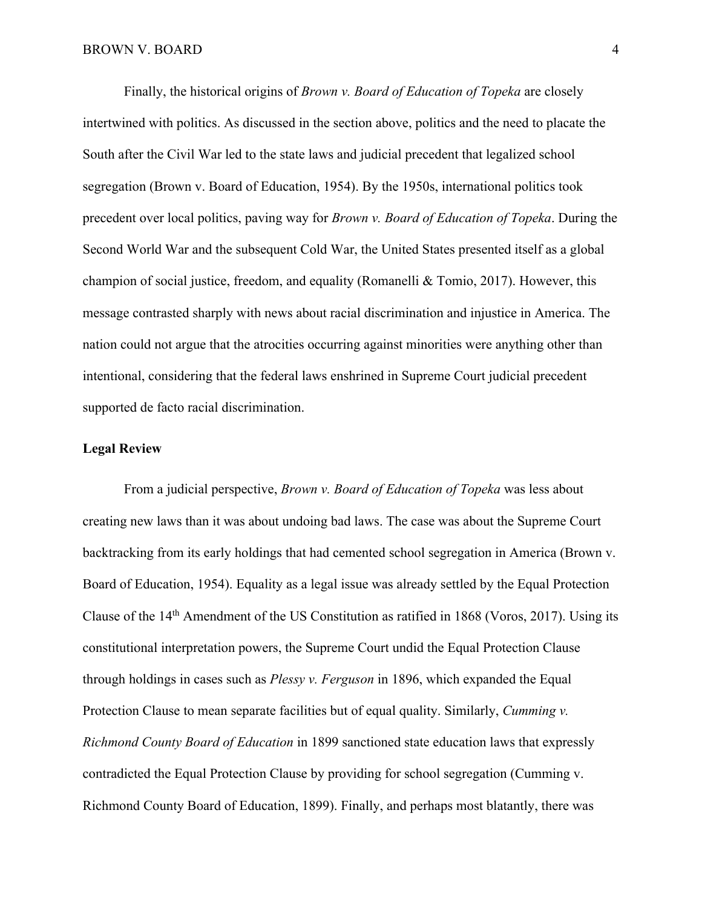Finally, the historical origins of *Brown v. Board of Education of Topeka* are closely intertwined with politics. As discussed in the section above, politics and the need to placate the South after the Civil War led to the state laws and judicial precedent that legalized school segregation (Brown v. Board of Education, 1954). By the 1950s, international politics took precedent over local politics, paving way for *Brown v. Board of Education of Topeka*. During the Second World War and the subsequent Cold War, the United States presented itself as a global champion of social justice, freedom, and equality (Romanelli & Tomio, 2017). However, this message contrasted sharply with news about racial discrimination and injustice in America. The nation could not argue that the atrocities occurring against minorities were anything other than intentional, considering that the federal laws enshrined in Supreme Court judicial precedent supported de facto racial discrimination.

**Legal Review**

From a judicial perspective, *Brown v. Board of Education of Topeka* was less about creating new laws than it was about undoing bad laws. The case was about the Supreme Court backtracking from its early holdings that had cemented school segregation in America (Brown v. Board of Education, 1954). Equality as a legal issue was already settled by the Equal Protection Clause of the 14th Amendment of the US Constitution as ratified in 1868 (Voros, 2017). Using its constitutional interpretation powers, the Supreme Court undid the Equal Protection Clause through holdings in cases such as *Plessy v. Ferguson* in 1896, which expanded the Equal Protection Clause to mean separate facilities but of equal quality. Similarly, *Cumming v. Richmond County Board of Education* in 1899 sanctioned state education laws that expressly contradicted the Equal Protection Clause by providing for school segregation (Cumming v. Richmond County Board of Education, 1899). Finally, and perhaps most blatantly, there was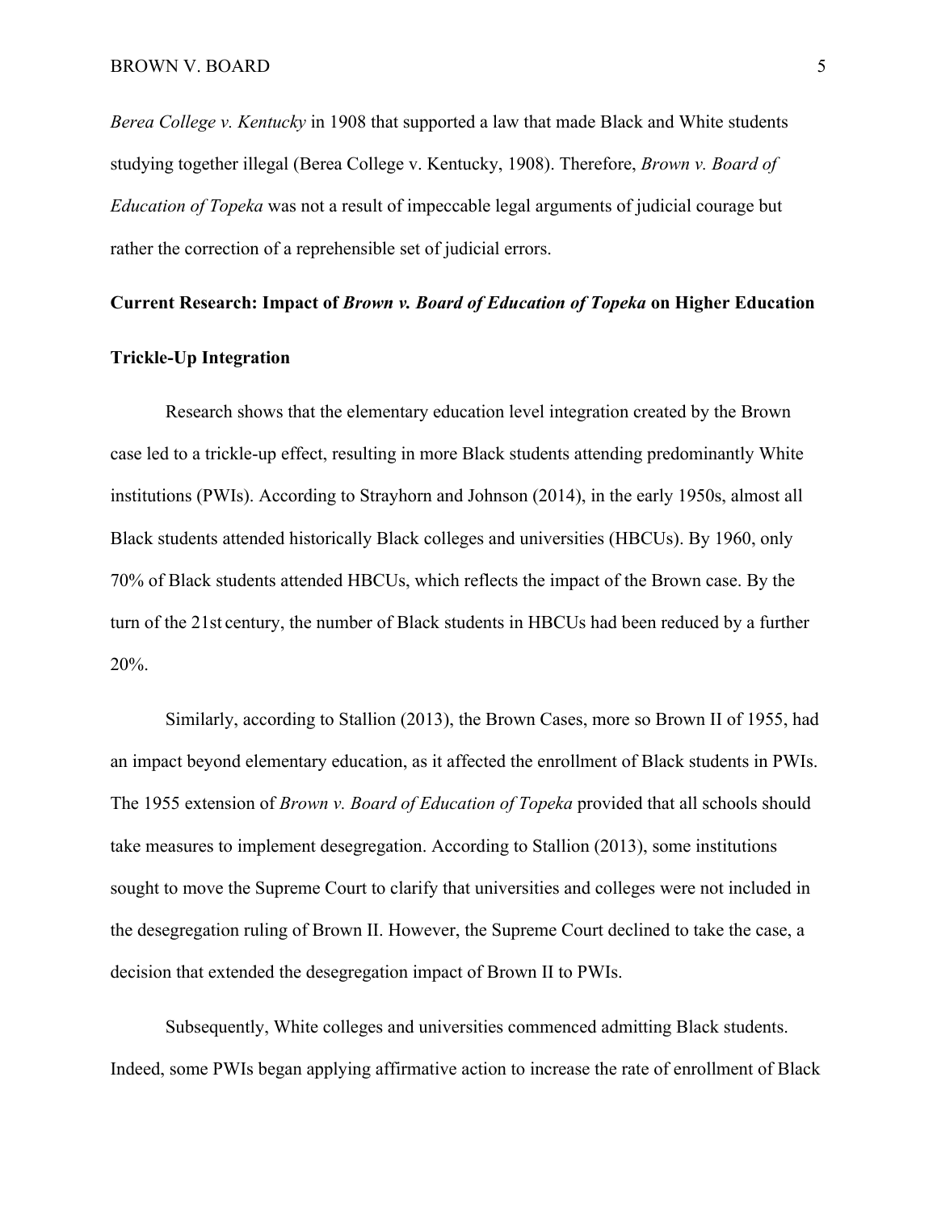*Berea College v. Kentucky* in 1908 that supported a law that made Black and White students studying together illegal (Berea College v. Kentucky, 1908). Therefore, *Brown v. Board of Education of Topeka* was not a result of impeccable legal arguments of judicial courage but rather the correction of a reprehensible set of judicial errors.

## Current Research: Impact of *Brown v. Board of Education of Topeka* on Higher Education

### Trickle-Up Integration

Research shows that the elementary education level integration created by the Brown case led to a trickle-up effect, resulting in more Black students attending predominantly White institutions (PWIs). According to Strayhorn and Johnson (2014), in the early 1950s, almost all Black students attended historically Black colleges and universities (HBCUs). By 1960, only 70% of Black students attended HBCUs, which reflects the impact of the Brown case. By the turn of the 21st century, the number of Black students in HBCUs had been reduced by a further 20%.

Similarly, according to Stallion (2013), the Brown Cases, more so Brown II of 1955, had an impact beyond elementary education, as it affected the enrollment of Black students in PWIs. The 1955 extension of *Brown v. Board of Education of Topeka* provided that all schools should take measures to implement desegregation. According to Stallion (2013), some institutions sought to move the Supreme Court to clarify that universities and colleges were not included in the desegregation ruling of Brown II. However, the Supreme Court declined to take the case, a decision that extended the desegregation impact of Brown II to PWIs.

Subsequently, White colleges and universities commenced admitting Black students. Indeed, some PWIs began applying affirmative action to increase the rate of enrollment of Black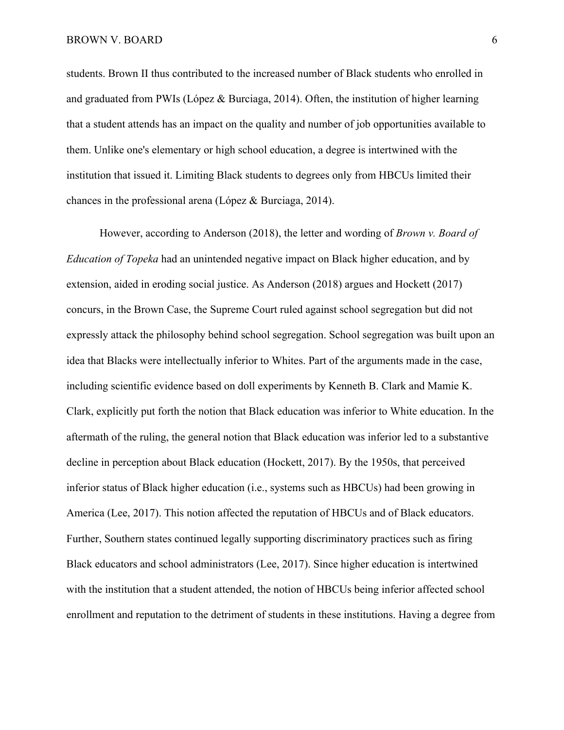students. Brown II thus contributed to the increased number of Black students who enrolled in and graduated from PWIs (López & Burciaga, 2014). Often, the institution of higher learning that a student attends has an impact on the quality and number of job opportunities available to them. Unlike one's elementary or high school education, a degree is intertwined with the institution that issued it. Limiting Black students to degrees only from HBCUs limited their chances in the professional arena (López & Burciaga, 2014).

However, according to Anderson (2018), the letter and wording of *Brown v. Board of Education of Topeka* had an unintended negative impact on Black higher education, and by extension, aided in eroding social justice. As Anderson (2018) argues and Hockett (2017) concurs, in the Brown Case, the Supreme Court ruled against school segregation but did not expressly attack the philosophy behind school segregation. School segregation was built upon an idea that Blacks were intellectually inferior to Whites. Part of the arguments made in the case, including scientific evidence based on doll experiments by Kenneth B. Clark and Mamie K. Clark, explicitly put forth the notion that Black education was inferior to White education. In the aftermath of the ruling, the general notion that Black education was inferior led to a substantive decline in perception about Black education (Hockett, 2017). By the 1950s, that perceived inferior status of Black higher education (i.e., systems such as HBCUs) had been growing in America (Lee, 2017). This notion affected the reputation of HBCUs and of Black educators. Further, Southern states continued legally supporting discriminatory practices such as firing Black educators and school administrators (Lee, 2017). Since higher education is intertwined with the institution that a student attended, the notion of HBCUs being inferior affected school enrollment and reputation to the detriment of students in these institutions. Having a degree from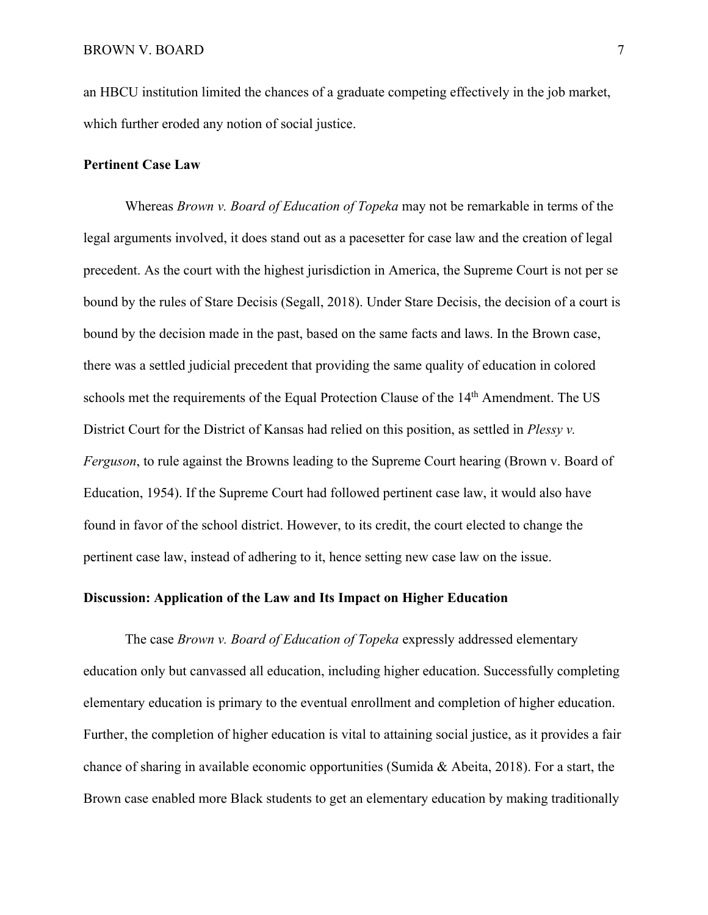an HBCU institution limited the chances of a graduate competing effectively in the job market, which further eroded any notion of social justice.

**Pertinent Case Law**

Whereas *Brown v. Board of Education of Topeka* may not be remarkable in terms of the legal arguments involved, it does stand out as a pacesetter for case law and the creation of legal precedent. As the court with the highest jurisdiction in America, the Supreme Court is not per se bound by the rules of Stare Decisis (Segall, 2018). Under Stare Decisis, the decision of a court is bound by the decision made in the past, based on the same facts and laws. In the Brown case, there was a settled judicial precedent that providing the same quality of education in colored schools met the requirements of the Equal Protection Clause of the 14th Amendment. The US District Court for the District of Kansas had relied on this position, as settled in *Plessy v. Ferguson*, to rule against the Browns leading to the Supreme Court hearing (Brown v. Board of Education, 1954). If the Supreme Court had followed pertinent case law, it would also have found in favor of the school district. However, to its credit, the court elected to change the pertinent case law, instead of adhering to it, hence setting new case law on the issue.

**Discussion: Application of the Law and Its Impact on Higher Education**

The case *Brown v. Board of Education of Topeka* expressly addressed elementary education only but canvassed all education, including higher education. Successfully completing elementary education is primary to the eventual enrollment and completion of higher education. Further, the completion of higher education is vital to attaining social justice, as it provides a fair chance of sharing in available economic opportunities (Sumida & Abeita, 2018). For a start, the Brown case enabled more Black students to get an elementary education by making traditionally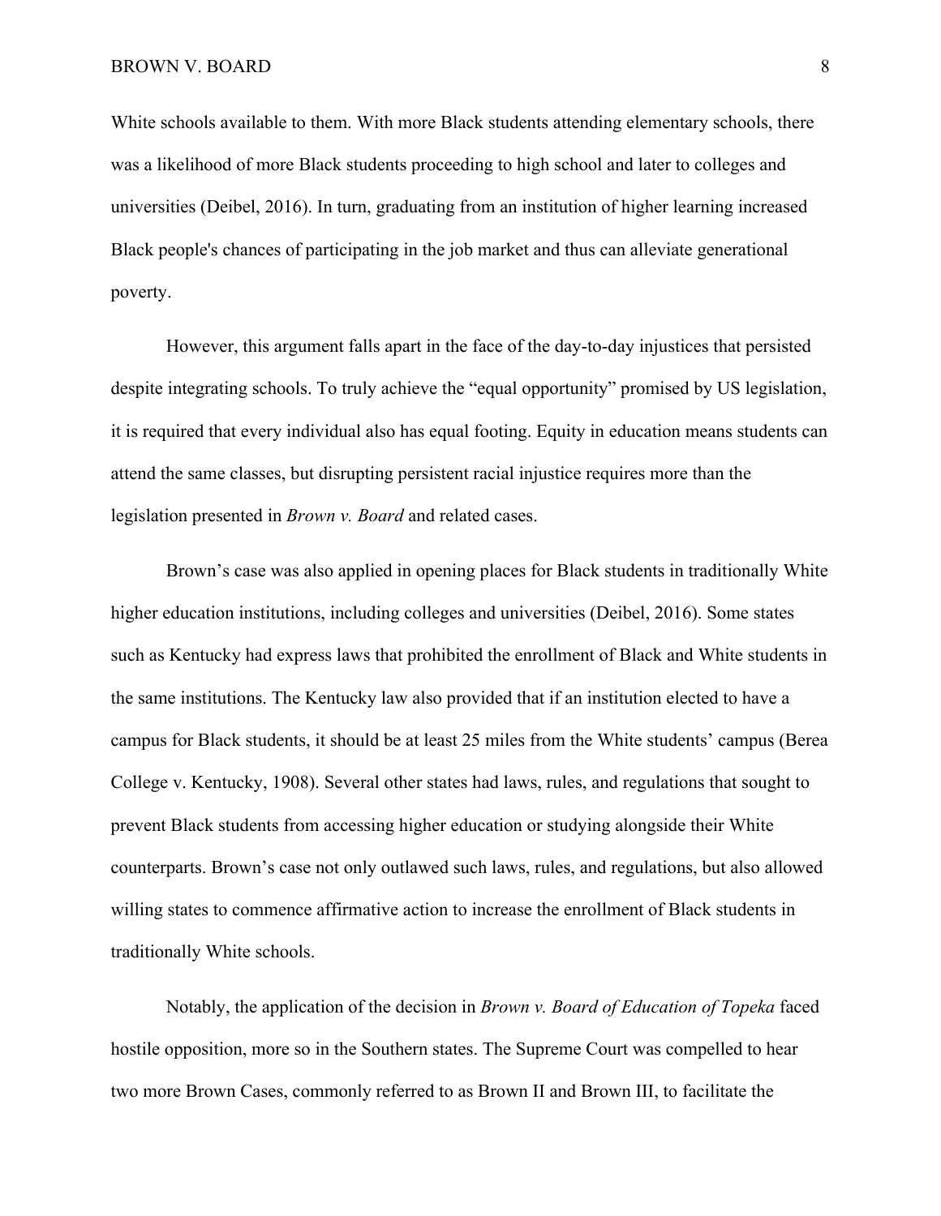White schools available to them. With more Black students attending elementary schools, there was a likelihood of more Black students proceeding to high school and later to colleges and universities (Deibel, 2016). In turn, graduating from an institution of higher learning increased Black people's chances of participating in the job market and thus can alleviate generational poverty.

However, this argument falls apart in the face of the day-to-day injustices that persisted despite integrating schools. To truly achieve the "equal opportunity" promised by US legislation, it is required that every individual also has equal footing. Equity in education means students can attend the same classes, but disrupting persistent racial injustice requires more than the legislation presented in *Brown v. Board* and related cases.

Brown's case was also applied in opening places for Black students in traditionally White higher education institutions, including colleges and universities (Deibel, 2016). Some states such as Kentucky had express laws that prohibited the enrollment of Black and White students in the same institutions. The Kentucky law also provided that if an institution elected to have a campus for Black students, it should be at least 25 miles from the White students' campus (Berea College v. Kentucky, 1908). Several other states had laws, rules, and regulations that sought to prevent Black students from accessing higher education or studying alongside their White counterparts. Brown's case not only outlawed such laws, rules, and regulations, but also allowed willing states to commence affirmative action to increase the enrollment of Black students in traditionally White schools.

Notably, the application of the decision in *Brown v. Board of Education of Topeka* faced hostile opposition, more so in the Southern states. The Supreme Court was compelled to hear two more Brown Cases, commonly referred to as Brown II and Brown III, to facilitate the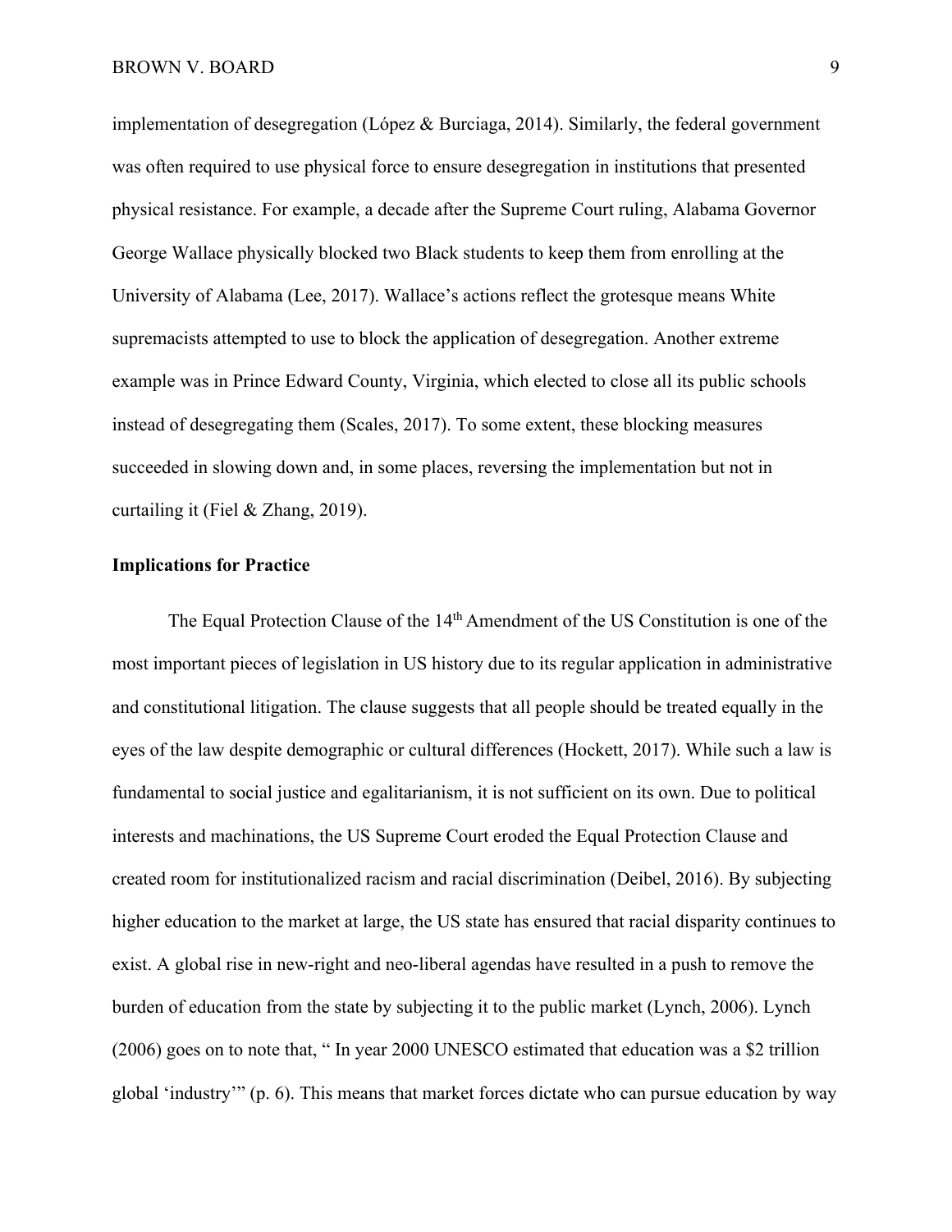implementation of desegregation (López & Burciaga, 2014). Similarly, the federal government was often required to use physical force to ensure desegregation in institutions that presented physical resistance. For example, a decade after the Supreme Court ruling, Alabama Governor George Wallace physically blocked two Black students to keep them from enrolling at the University of Alabama (Lee, 2017). Wallace's actions reflect the grotesque means White supremacists attempted to use to block the application of desegregation. Another extreme example was in Prince Edward County, Virginia, which elected to close all its public schools instead of desegregating them (Scales, 2017). To some extent, these blocking measures succeeded in slowing down and, in some places, reversing the implementation but not in curtailing it (Fiel & Zhang, 2019).

## Implications for Practice

The Equal Protection Clause of the 14th Amendment of the US Constitution is one of the most important pieces of legislation in US history due to its regular application in administrative and constitutional litigation. The clause suggests that all people should be treated equally in the eyes of the law despite demographic or cultural differences (Hockett, 2017). While such a law is fundamental to social justice and egalitarianism, it is not sufficient on its own. Due to political interests and machinations, the US Supreme Court eroded the Equal Protection Clause and created room for institutionalized racism and racial discrimination (Deibel, 2016). By subjecting higher education to the market at large, the US state has ensured that racial disparity continues to exist. A global rise in new-right and neo-liberal agendas have resulted in a push to remove the burden of education from the state by subjecting it to the public market (Lynch, 2006). Lynch (2006) goes on to note that, " In year 2000 UNESCO estimated that education was a $2 trillion global 'industry'" (p. 6). This means that market forces dictate who can pursue education by way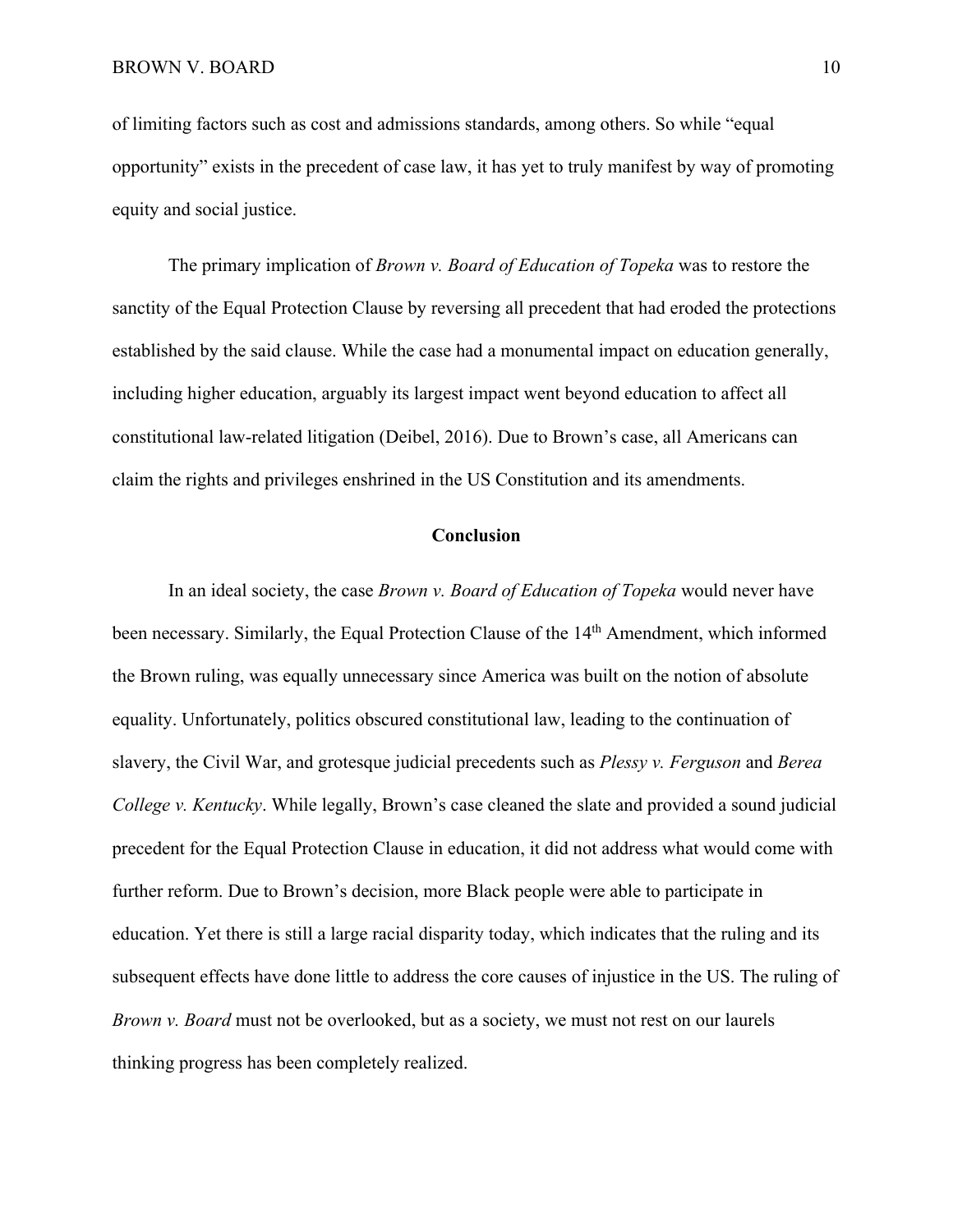of limiting factors such as cost and admissions standards, among others. So while "equal opportunity" exists in the precedent of case law, it has yet to truly manifest by way of promoting equity and social justice.

The primary implication of *Brown v. Board of Education of Topeka* was to restore the sanctity of the Equal Protection Clause by reversing all precedent that had eroded the protections established by the said clause. While the case had a monumental impact on education generally, including higher education, arguably its largest impact went beyond education to affect all constitutional law-related litigation (Deibel, 2016). Due to Brown's case, all Americans can claim the rights and privileges enshrined in the US Constitution and its amendments.

## Conclusion

In an ideal society, the case *Brown v. Board of Education of Topeka* would never have been necessary. Similarly, the Equal Protection Clause of the 14th Amendment, which informed the Brown ruling, was equally unnecessary since America was built on the notion of absolute equality. Unfortunately, politics obscured constitutional law, leading to the continuation of slavery, the Civil War, and grotesque judicial precedents such as *Plessy v. Ferguson* and *Berea College v. Kentucky*. While legally, Brown's case cleaned the slate and provided a sound judicial precedent for the Equal Protection Clause in education, it did not address what would come with further reform. Due to Brown's decision, more Black people were able to participate in education. Yet there is still a large racial disparity today, which indicates that the ruling and its subsequent effects have done little to address the core causes of injustice in the US. The ruling of *Brown v. Board* must not be overlooked, but as a society, we must not rest on our laurels thinking progress has been completely realized.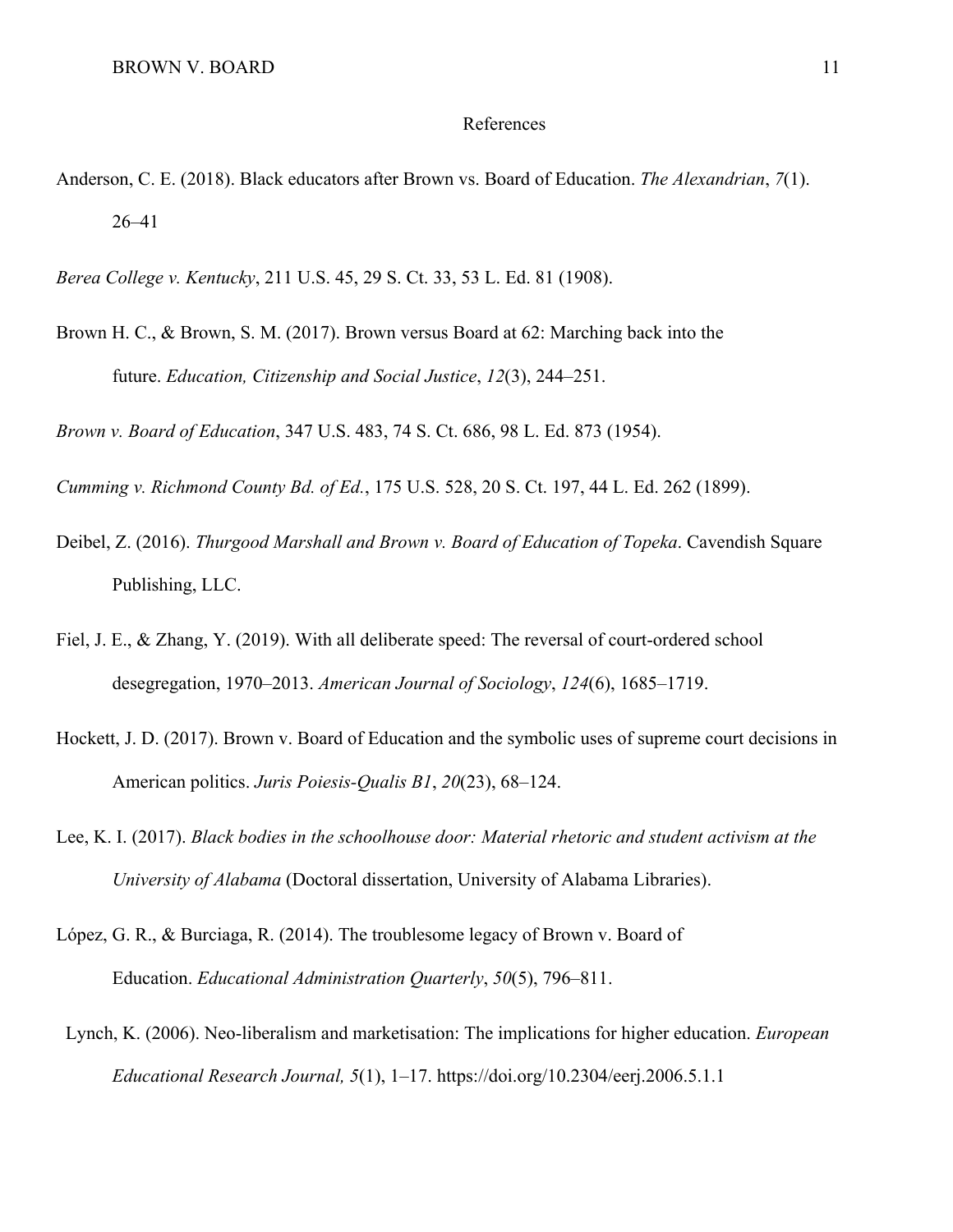# References

Anderson, C. E. (2018). Black educators after Brown vs. Board of Education. *The Alexandrian*, *7*(1). 26–41

*Berea College v. Kentucky*, 211 U.S. 45, 29 S. Ct. 33, 53 L. Ed. 81 (1908).

Brown H. C., & Brown, S. M. (2017). Brown versus Board at 62: Marching back into the future. *Education, Citizenship and Social Justice*, *12*(3), 244–251.

*Brown v. Board of Education*, 347 U.S. 483, 74 S. Ct. 686, 98 L. Ed. 873 (1954).

*Cumming v. Richmond County Bd. of Ed.*, 175 U.S. 528, 20 S. Ct. 197, 44 L. Ed. 262 (1899).

Deibel, Z. (2016). *Thurgood Marshall and Brown v. Board of Education of Topeka*. Cavendish Square Publishing, LLC.

Fiel, J. E., & Zhang, Y. (2019). With all deliberate speed: The reversal of court-ordered school desegregation, 1970–2013. *American Journal of Sociology*, *124*(6), 1685–1719.

Hockett, J. D. (2017). Brown v. Board of Education and the symbolic uses of supreme court decisions in American politics. *Juris Poiesis-Qualis B1*, *20*(23), 68–124.

Lee, K. I. (2017). *Black bodies in the schoolhouse door: Material rhetoric and student activism at the University of Alabama* (Doctoral dissertation, University of Alabama Libraries).

López, G. R., & Burciaga, R. (2014). The troublesome legacy of Brown v. Board of Education. *Educational Administration Quarterly*, *50*(5), 796–811.

Lynch, K. (2006). Neo-liberalism and marketisation: The implications for higher education. *European Educational Research Journal, 5*(1), 1–17. https://doi.org/10.2304/eerj.2006.5.1.1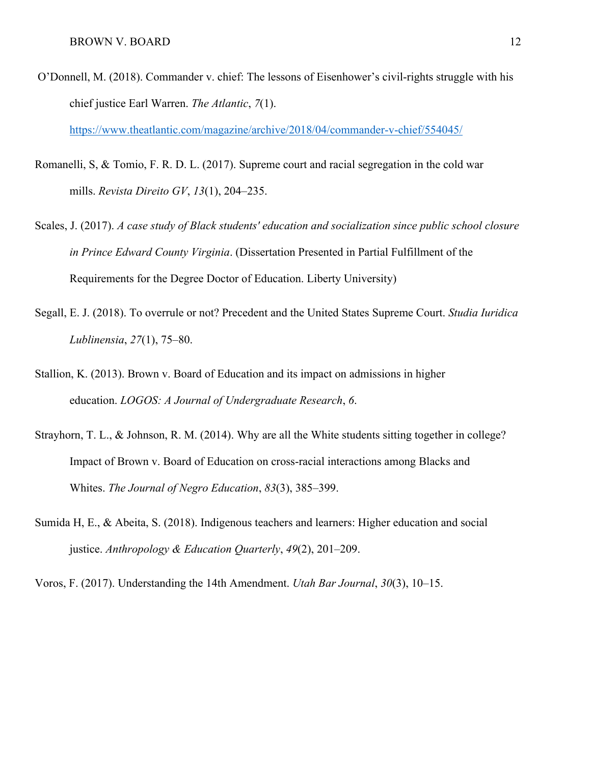O'Donnell, M. (2018). Commander v. chief: The lessons of Eisenhower's civil-rights struggle with his chief justice Earl Warren. *The Atlantic*, *7*(1). https://www.theatlantic.com/magazine/archive/2018/04/commander-v-chief/554045/

Romanelli, S, & Tomio, F. R. D. L. (2017). Supreme court and racial segregation in the cold war mills. *Revista Direito GV*, *13*(1), 204–235.

Scales, J. (2017). *A case study of Black students' education and socialization since public school closure in Prince Edward County Virginia*. (Dissertation Presented in Partial Fulfillment of the Requirements for the Degree Doctor of Education. Liberty University)

Segall, E. J. (2018). To overrule or not? Precedent and the United States Supreme Court. *Studia Iuridica Lublinensia*, *27*(1), 75–80.

Stallion, K. (2013). Brown v. Board of Education and its impact on admissions in higher education. *LOGOS: A Journal of Undergraduate Research*, *6*.

Strayhorn, T. L., & Johnson, R. M. (2014). Why are all the White students sitting together in college? Impact of Brown v. Board of Education on cross-racial interactions among Blacks and Whites. *The Journal of Negro Education*, *83*(3), 385–399.

Sumida H, E., & Abeita, S. (2018). Indigenous teachers and learners: Higher education and social justice. *Anthropology & Education Quarterly*, *49*(2), 201–209.

Voros, F. (2017). Understanding the 14th Amendment. *Utah Bar Journal*, *30*(3), 10–15.